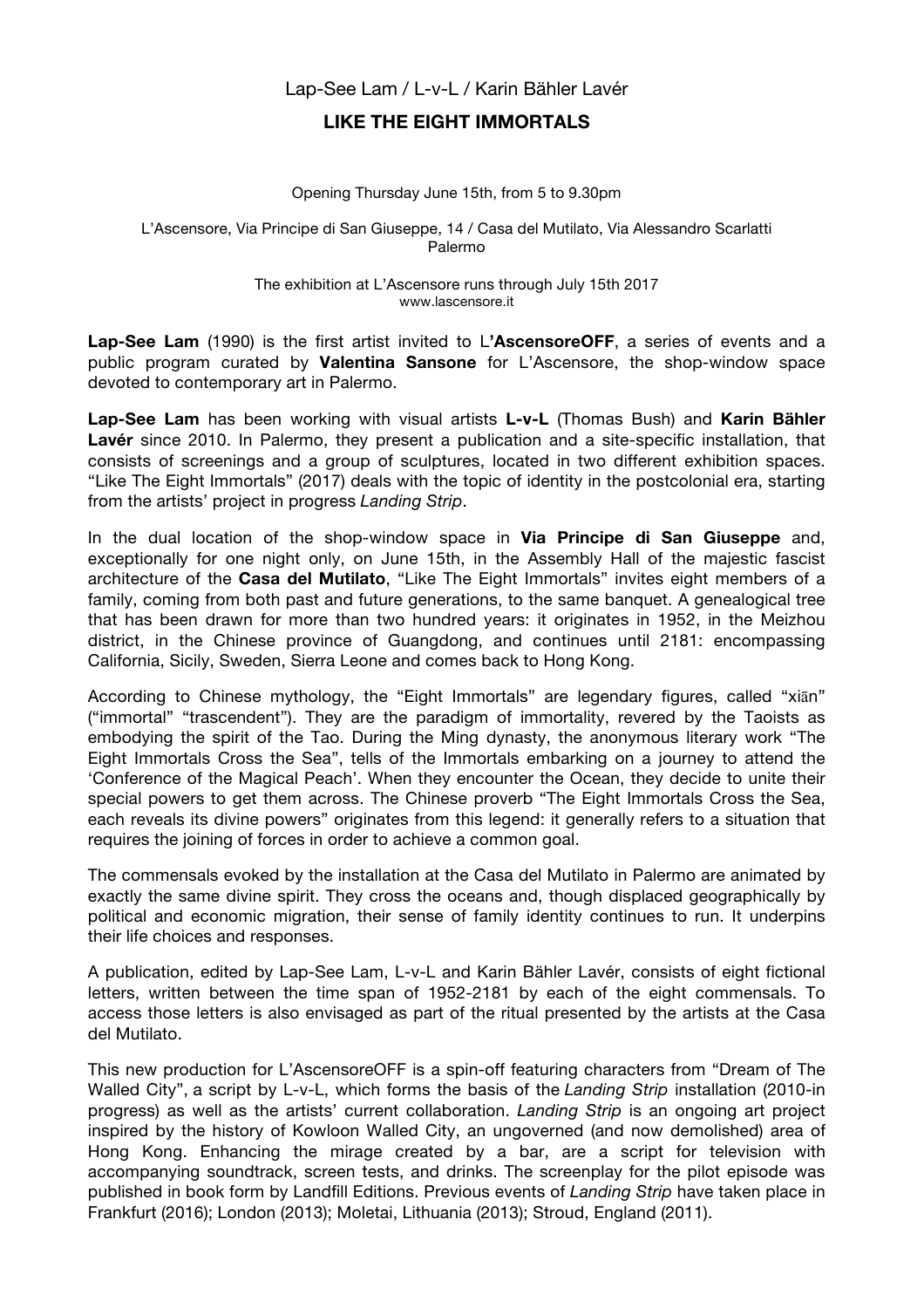Lap-See Lam / L-v-L / Karin Bähler Lavér

# LIKE THE EIGHT IMMORTALS

Opening Thursday June 15th, from 5 to 9.30pm

L'Ascensore, Via Principe di San Giuseppe, 14 / Casa del Mutilato, Via Alessandro Scarlatti
Palermo

The exhibition at L'Ascensore runs through July 15th 2017
www.lascensore.it

**Lap-See Lam** (1990) is the first artist invited to L**'AscensoreOFF**, a series of events and a public program curated by **Valentina Sansone** for L'Ascensore, the shop-window space devoted to contemporary art in Palermo.

**Lap-See Lam** has been working with visual artists **L-v-L** (Thomas Bush) and **Karin Bähler Lavér** since 2010. In Palermo, they present a publication and a site-specific installation, that consists of screenings and a group of sculptures, located in two different exhibition spaces. "Like The Eight Immortals" (2017) deals with the topic of identity in the postcolonial era, starting from the artists' project in progress *Landing Strip*.

In the dual location of the shop-window space in **Via Principe di San Giuseppe** and, exceptionally for one night only, on June 15th, in the Assembly Hall of the majestic fascist architecture of the **Casa del Mutilato**, "Like The Eight Immortals" invites eight members of a family, coming from both past and future generations, to the same banquet. A genealogical tree that has been drawn for more than two hundred years: it originates in 1952, in the Meizhou district, in the Chinese province of Guangdong, and continues until 2181: encompassing California, Sicily, Sweden, Sierra Leone and comes back to Hong Kong.

According to Chinese mythology, the "Eight Immortals" are legendary figures, called "xiān" ("immortal" "trascendent"). They are the paradigm of immortality, revered by the Taoists as embodying the spirit of the Tao. During the Ming dynasty, the anonymous literary work "The Eight Immortals Cross the Sea", tells of the Immortals embarking on a journey to attend the 'Conference of the Magical Peach'. When they encounter the Ocean, they decide to unite their special powers to get them across. The Chinese proverb "The Eight Immortals Cross the Sea, each reveals its divine powers" originates from this legend: it generally refers to a situation that requires the joining of forces in order to achieve a common goal.

The commensals evoked by the installation at the Casa del Mutilato in Palermo are animated by exactly the same divine spirit. They cross the oceans and, though displaced geographically by political and economic migration, their sense of family identity continues to run. It underpins their life choices and responses.

A publication, edited by Lap-See Lam, L-v-L and Karin Bähler Lavér, consists of eight fictional letters, written between the time span of 1952-2181 by each of the eight commensals. To access those letters is also envisaged as part of the ritual presented by the artists at the Casa del Mutilato.

This new production for L'AscensoreOFF is a spin-off featuring characters from "Dream of The Walled City", a script by L-v-L, which forms the basis of the *Landing Strip* installation (2010-in progress) as well as the artists' current collaboration. *Landing Strip* is an ongoing art project inspired by the history of Kowloon Walled City, an ungoverned (and now demolished) area of Hong Kong. Enhancing the mirage created by a bar, are a script for television with accompanying soundtrack, screen tests, and drinks. The screenplay for the pilot episode was published in book form by Landfill Editions. Previous events of *Landing Strip* have taken place in Frankfurt (2016); London (2013); Moletai, Lithuania (2013); Stroud, England (2011).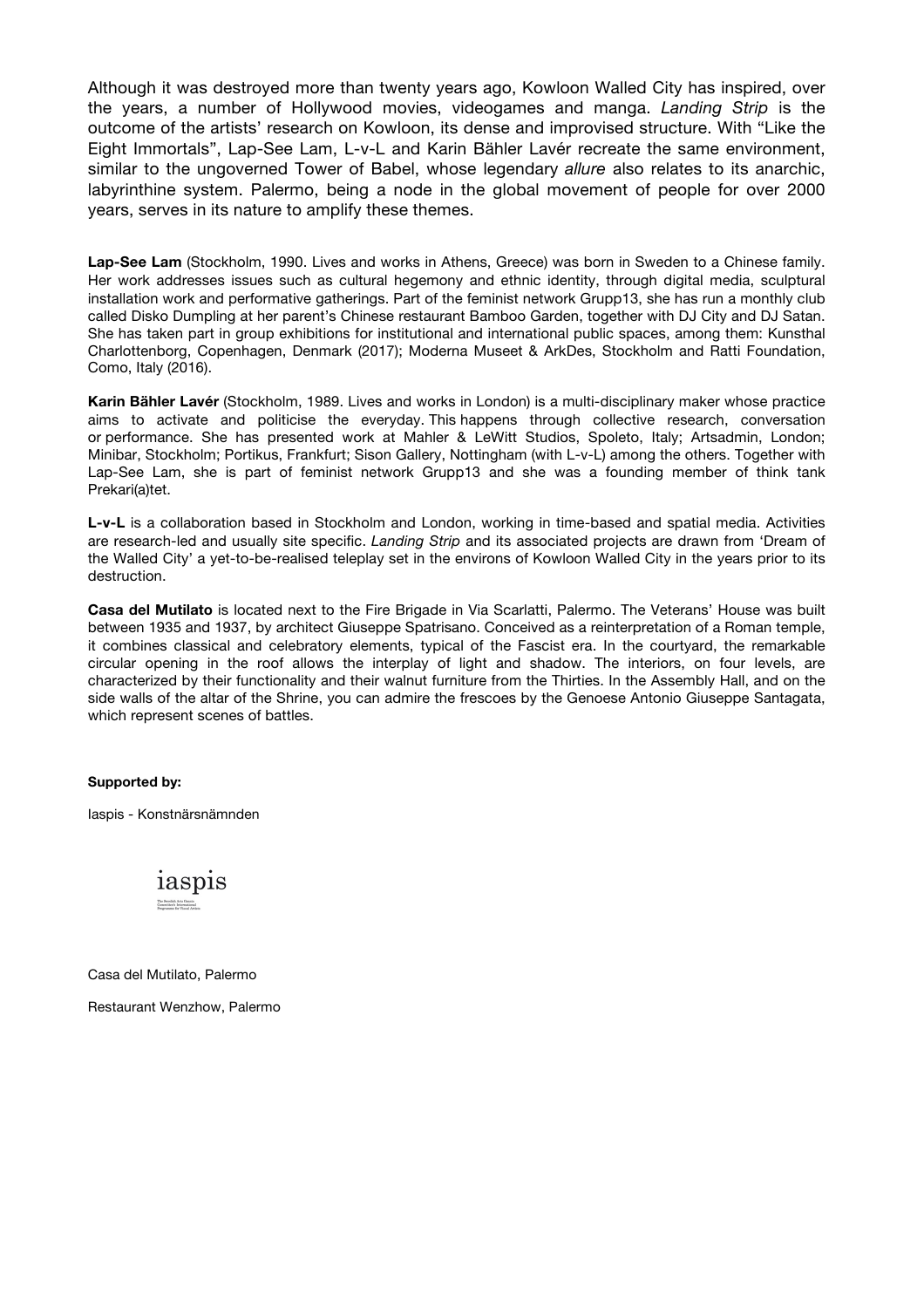Although it was destroyed more than twenty years ago, Kowloon Walled City has inspired, over the years, a number of Hollywood movies, videogames and manga. *Landing Strip* is the outcome of the artists' research on Kowloon, its dense and improvised structure. With "Like the Eight Immortals", Lap-See Lam, L-v-L and Karin Bähler Lavér recreate the same environment, similar to the ungoverned Tower of Babel, whose legendary *allure* also relates to its anarchic, labyrinthine system. Palermo, being a node in the global movement of people for over 2000 years, serves in its nature to amplify these themes.

**Lap-See Lam** (Stockholm, 1990. Lives and works in Athens, Greece) was born in Sweden to a Chinese family. Her work addresses issues such as cultural hegemony and ethnic identity, through digital media, sculptural installation work and performative gatherings. Part of the feminist network Grupp13, she has run a monthly club called Disko Dumpling at her parent's Chinese restaurant Bamboo Garden, together with DJ City and DJ Satan. She has taken part in group exhibitions for institutional and international public spaces, among them: Kunsthal Charlottenborg, Copenhagen, Denmark (2017); Moderna Museet & ArkDes, Stockholm and Ratti Foundation, Como, Italy (2016).

**Karin Bähler Lavér** (Stockholm, 1989. Lives and works in London) is a multi-disciplinary maker whose practice aims to activate and politicise the everyday. This happens through collective research, conversation or performance. She has presented work at Mahler & LeWitt Studios, Spoleto, Italy; Artsadmin, London; Minibar, Stockholm; Portikus, Frankfurt; Sison Gallery, Nottingham (with L-v-L) among the others. Together with Lap-See Lam, she is part of feminist network Grupp13 and she was a founding member of think tank Prekari(a)tet.

**L-v-L** is a collaboration based in Stockholm and London, working in time-based and spatial media. Activities are research-led and usually site specific. *Landing Strip* and its associated projects are drawn from 'Dream of the Walled City' a yet-to-be-realised teleplay set in the environs of Kowloon Walled City in the years prior to its destruction.

**Casa del Mutilato** is located next to the Fire Brigade in Via Scarlatti, Palermo. The Veterans' House was built between 1935 and 1937, by architect Giuseppe Spatrisano. Conceived as a reinterpretation of a Roman temple, it combines classical and celebratory elements, typical of the Fascist era. In the courtyard, the remarkable circular opening in the roof allows the interplay of light and shadow. The interiors, on four levels, are characterized by their functionality and their walnut furniture from the Thirties. In the Assembly Hall, and on the side walls of the altar of the Shrine, you can admire the frescoes by the Genoese Antonio Giuseppe Santagata, which represent scenes of battles.

**Supported by:**

Iaspis - Konstnärsnämnden

iaspis

The Swedish Arts Grants Committee's International Programme for Visual Artists

Casa del Mutilato, Palermo

Restaurant Wenzhow, Palermo